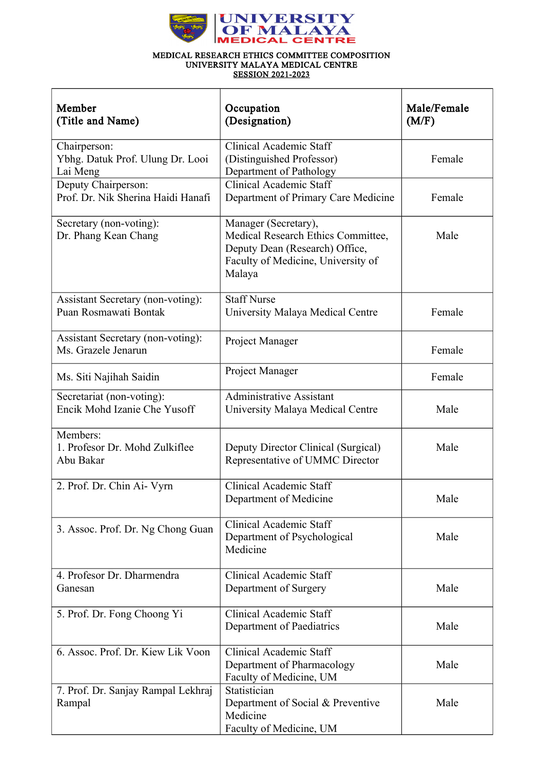UNIVERSITY OF MALAYA MEDICAL CENTRE

**MEDICAL RESEARCH ETHICS COMMITTEE COMPOSITION**
**UNIVERSITY MALAYA MEDICAL CENTRE**
**SESSION 2021-2023**

| Member (Title and Name) | Occupation (Designation) | Male/Female (M/F) |
|---|---|---|
| Chairperson: Ybhg. Datuk Prof. Ulung Dr. Looi Lai Meng | Clinical Academic Staff (Distinguished Professor) Department of Pathology | Female |
| Deputy Chairperson: Prof. Dr. Nik Sherina Haidi Hanafi | Clinical Academic Staff Department of Primary Care Medicine | Female |
| Secretary (non-voting): Dr. Phang Kean Chang | Manager (Secretary), Medical Research Ethics Committee, Deputy Dean (Research) Office, Faculty of Medicine, University of Malaya | Male |
| Assistant Secretary (non-voting): Puan Rosmawati Bontak | Staff Nurse University Malaya Medical Centre | Female |
| Assistant Secretary (non-voting): Ms. Grazele Jenarun | Project Manager | Female |
| Ms. Siti Najihah Saidin | Project Manager | Female |
| Secretariat (non-voting): Encik Mohd Izanie Che Yusoff | Administrative Assistant University Malaya Medical Centre | Male |
| Members: 1. Profesor Dr. Mohd Zulkiflee Abu Bakar | Deputy Director Clinical (Surgical) Representative of UMMC Director | Male |
| 2. Prof. Dr. Chin Ai- Vyrn | Clinical Academic Staff Department of Medicine | Male |
| 3. Assoc. Prof. Dr. Ng Chong Guan | Clinical Academic Staff Department of Psychological Medicine | Male |
| 4. Profesor Dr. Dharmendra Ganesan | Clinical Academic Staff Department of Surgery | Male |
| 5. Prof. Dr. Fong Choong Yi | Clinical Academic Staff Department of Paediatrics | Male |
| 6. Assoc. Prof. Dr. Kiew Lik Voon | Clinical Academic Staff Department of Pharmacology Faculty of Medicine, UM | Male |
| 7. Prof. Dr. Sanjay Rampal Lekhraj Rampal | Statistician Department of Social & Preventive Medicine Faculty of Medicine, UM | Male |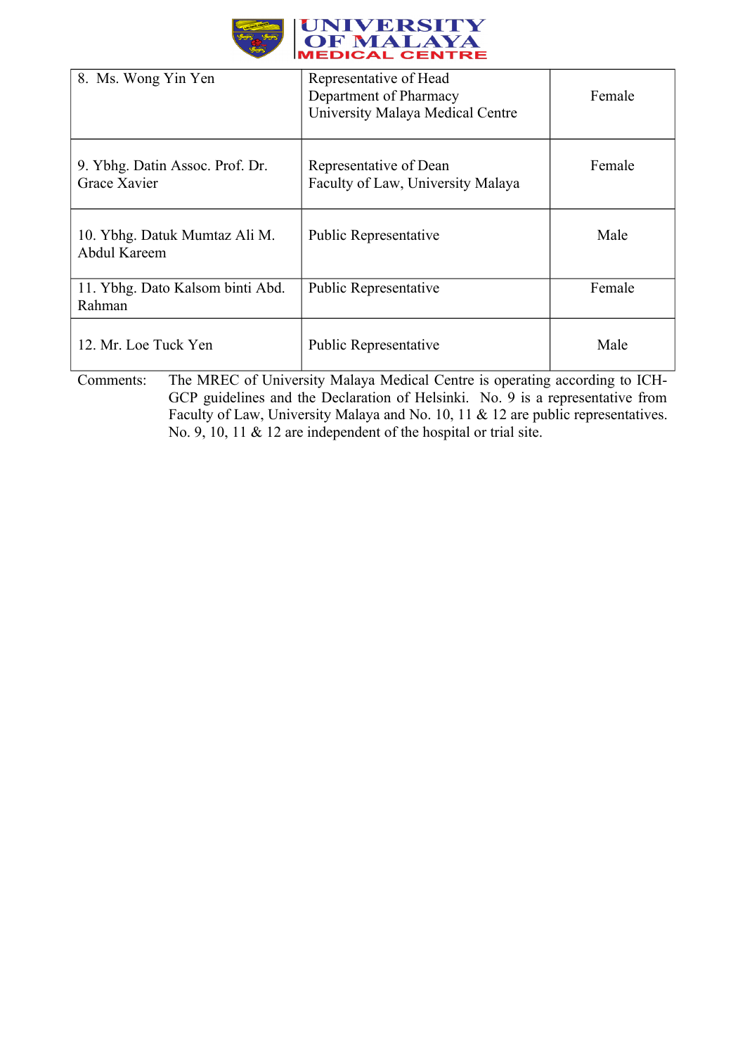| | | |
|---|---|---|
| 8. Ms. Wong Yin Yen | Representative of Head<br>Department of Pharmacy<br>University Malaya Medical Centre | Female |
| 9. Ybhg. Datin Assoc. Prof. Dr. Grace Xavier | Representative of Dean<br>Faculty of Law, University Malaya | Female |
| 10. Ybhg. Datuk Mumtaz Ali M. Abdul Kareem | Public Representative | Male |
| 11. Ybhg. Dato Kalsom binti Abd. Rahman | Public Representative | Female |
| 12. Mr. Loe Tuck Yen | Public Representative | Male |

Comments: The MREC of University Malaya Medical Centre is operating according to ICH-GCP guidelines and the Declaration of Helsinki. No. 9 is a representative from Faculty of Law, University Malaya and No. 10, 11 & 12 are public representatives. No. 9, 10, 11 & 12 are independent of the hospital or trial site.